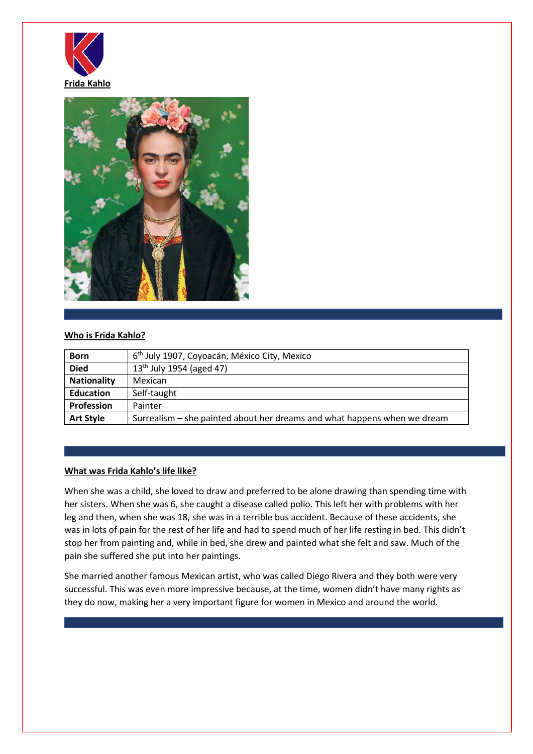**Frida Kahlo**

**Who is Frida Kahlo?**

| | |
|---|---|
| **Born** | 6th July 1907, Coyoacán, México City, Mexico |
| **Died** | 13th July 1954 (aged 47) |
| **Nationality** | Mexican |
| **Education** | Self-taught |
| **Profession** | Painter |
| **Art Style** | Surrealism – she painted about her dreams and what happens when we dream |

**What was Frida Kahlo's life like?**

When she was a child, she loved to draw and preferred to be alone drawing than spending time with her sisters. When she was 6, she caught a disease called polio. This left her with problems with her leg and then, when she was 18, she was in a terrible bus accident. Because of these accidents, she was in lots of pain for the rest of her life and had to spend much of her life resting in bed. This didn't stop her from painting and, while in bed, she drew and painted what she felt and saw. Much of the pain she suffered she put into her paintings.

She married another famous Mexican artist, who was called Diego Rivera and they both were very successful. This was even more impressive because, at the time, women didn't have many rights as they do now, making her a very important figure for women in Mexico and around the world.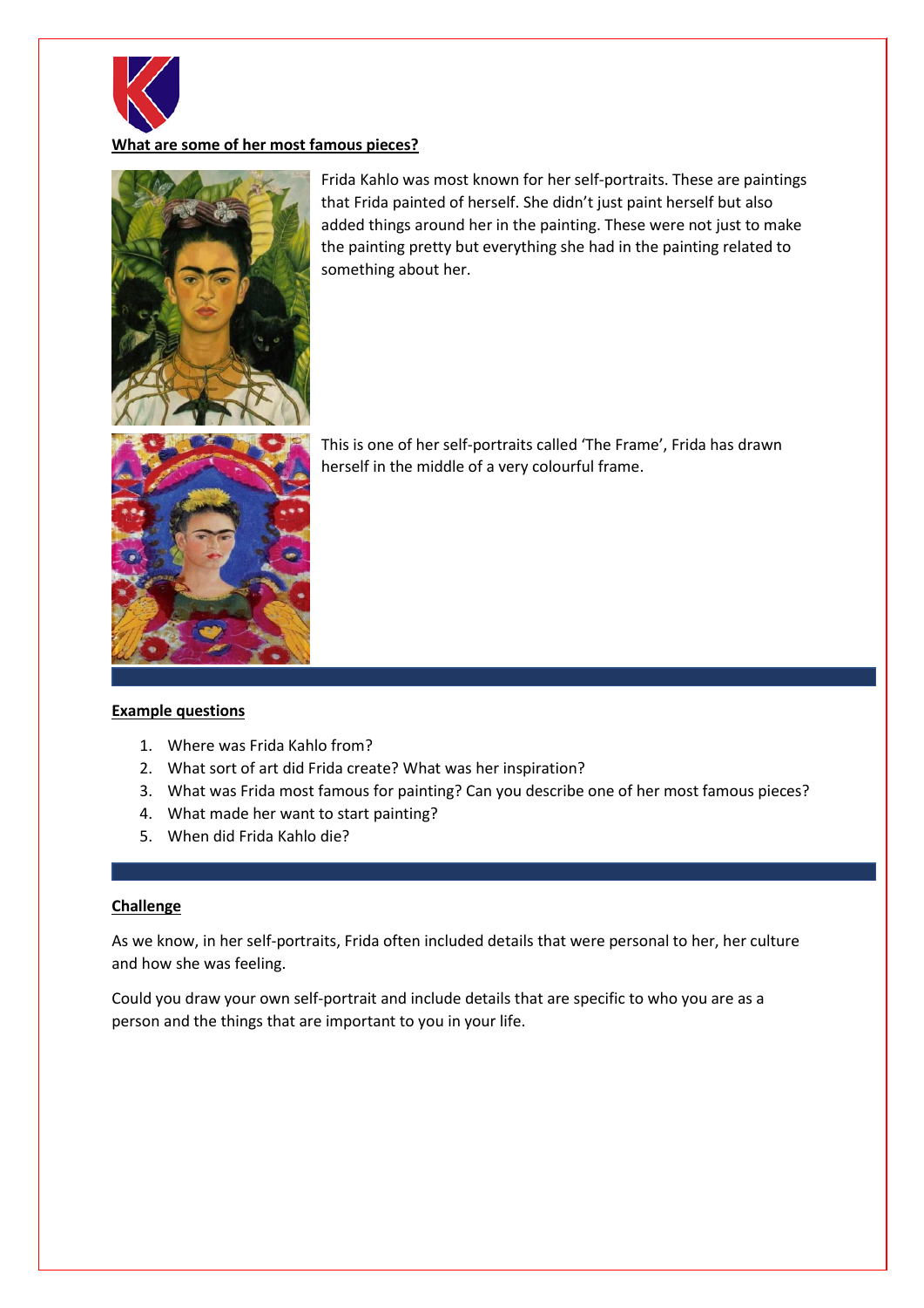## What are some of her most famous pieces?

Frida Kahlo was most known for her self-portraits. These are paintings that Frida painted of herself. She didn't just paint herself but also added things around her in the painting. These were not just to make the painting pretty but everything she had in the painting related to something about her.

This is one of her self-portraits called 'The Frame', Frida has drawn herself in the middle of a very colourful frame.

## Example questions

1. Where was Frida Kahlo from?
2. What sort of art did Frida create? What was her inspiration?
3. What was Frida most famous for painting? Can you describe one of her most famous pieces?
4. What made her want to start painting?
5. When did Frida Kahlo die?

## Challenge

As we know, in her self-portraits, Frida often included details that were personal to her, her culture and how she was feeling.

Could you draw your own self-portrait and include details that are specific to who you are as a person and the things that are important to you in your life.